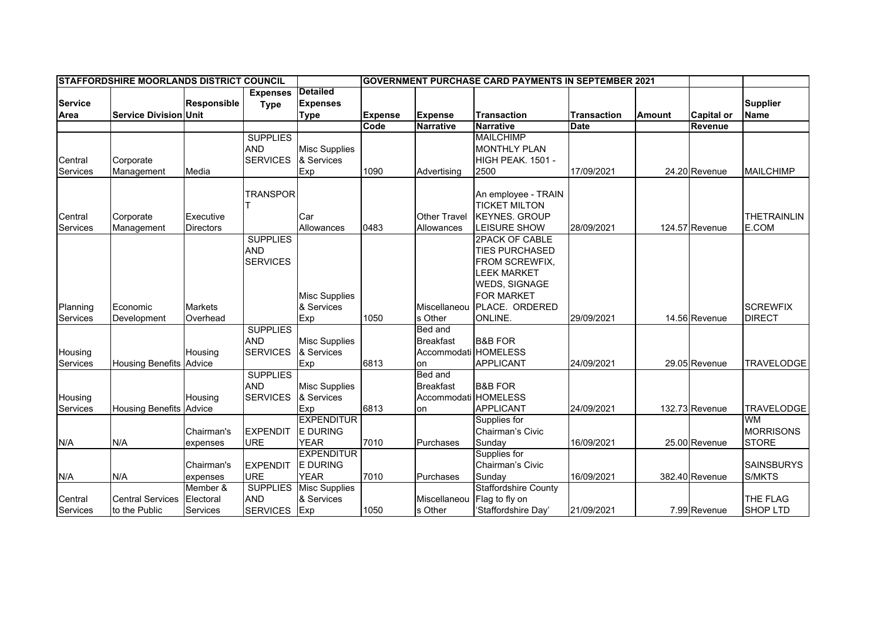| STAFFORDSHIRE MOORLANDS DISTRICT COUNCIL | | | | | GOVERNMENT PURCHASE CARD PAYMENTS IN SEPTEMBER 2021 | | | | | | |
|---|---|---|---|---|---|---|---|---|---|---|---|
| Service Area | Service Division | Responsible Unit | Expenses Type | Detailed Expenses Type | Expense Code | Expense Narrative | Transaction Narrative | Transaction Date | Amount | Capital or Revenue | Supplier Name |
| Central Services | Corporate Management | Media | SUPPLIES AND SERVICES | Misc Supplies & Services Exp | 1090 | Advertising | MAILCHIMP MONTHLY PLAN HIGH PEAK. 1501 - 2500 | 17/09/2021 | 24.20 | Revenue | MAILCHIMP |
| Central Services | Corporate Management | Executive Directors | TRANSPORT | Car Allowances | 0483 | Other Travel Allowances | An employee - TRAIN TICKET MILTON KEYNES. GROUP LEISURE SHOW | 28/09/2021 | 124.57 | Revenue | THETRAINLINE.COM |
| Planning Services | Economic Development | Markets Overhead | SUPPLIES AND SERVICES | Misc Supplies & Services Exp | 1050 | Miscellaneous Other | 2PACK OF CABLE TIES PURCHASED FROM SCREWFIX, LEEK MARKET WEDS, SIGNAGE FOR MARKET PLACE. ORDERED ONLINE. | 29/09/2021 | 14.56 | Revenue | SCREWFIX DIRECT |
| Housing Services | Housing Benefits | Housing Advice | SUPPLIES AND SERVICES | Misc Supplies & Services Exp | 6813 | Bed and Breakfast Accommodation | B&B FOR HOMELESS APPLICANT | 24/09/2021 | 29.05 | Revenue | TRAVELODGE |
| Housing Services | Housing Benefits | Housing Advice | SUPPLIES AND SERVICES | Misc Supplies & Services Exp | 6813 | Bed and Breakfast Accommodation | B&B FOR HOMELESS APPLICANT | 24/09/2021 | 132.73 | Revenue | TRAVELODGE |
| N/A | N/A | Chairman's expenses | EXPENDITURE | EXPENDITURE DURING YEAR | 7010 | Purchases | Supplies for Chairman's Civic Sunday | 16/09/2021 | 25.00 | Revenue | WM MORRISONS STORE |
| N/A | N/A | Chairman's expenses | EXPENDITURE | EXPENDITURE DURING YEAR | 7010 | Purchases | Supplies for Chairman's Civic Sunday | 16/09/2021 | 382.40 | Revenue | SAINSBURYS S/MKTS |
| Central Services | Central Services to the Public | Member & Electoral Services | SUPPLIES AND SERVICES | Misc Supplies & Services Exp | 1050 | Miscellaneous Other | Staffordshire County Flag to fly on 'Staffordshire Day' | 21/09/2021 | 7.99 | Revenue | THE FLAG SHOP LTD |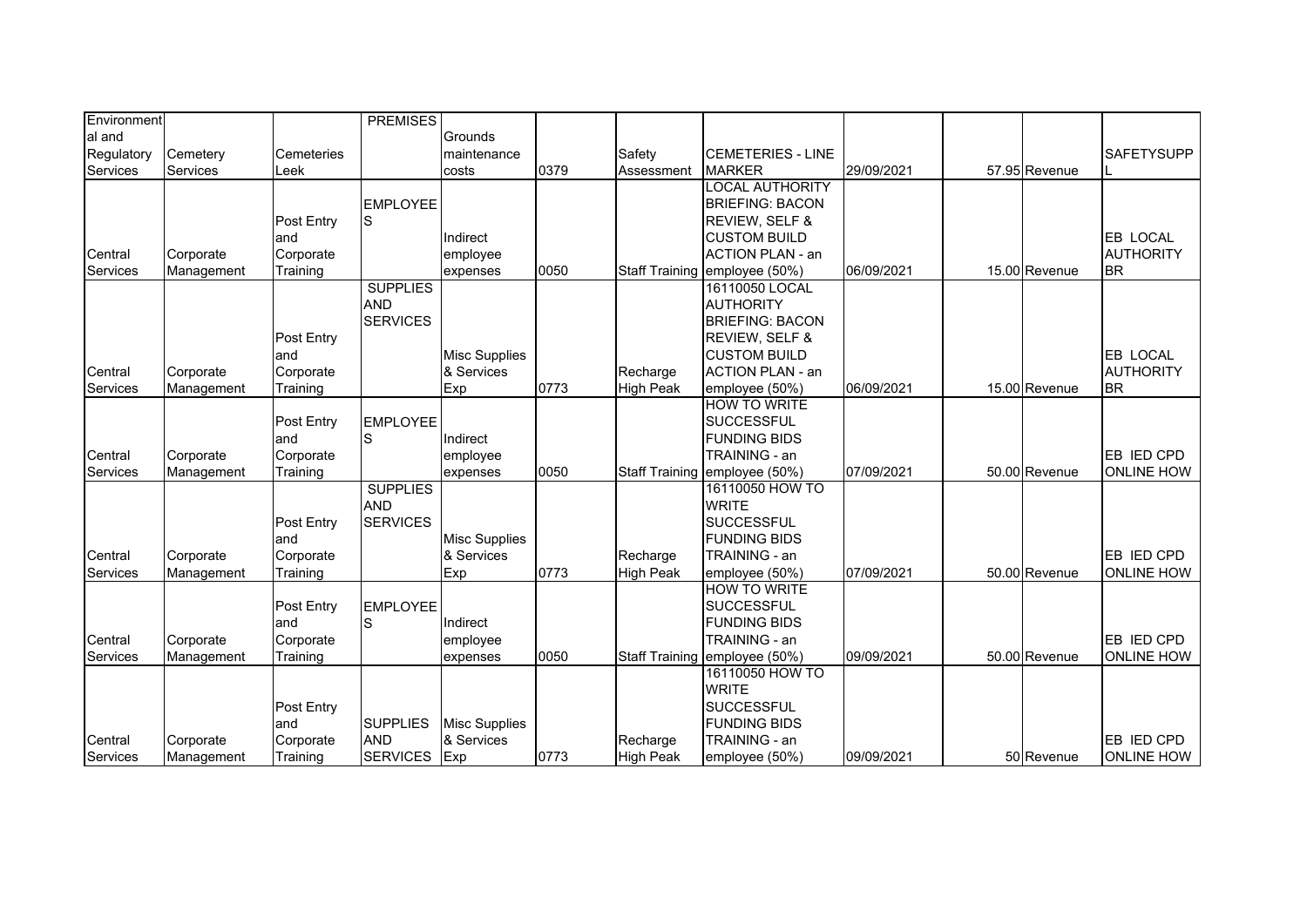| Environmental and Regulatory Services | Cemetery Services | Cemeteries Leek | PREMISES | Grounds maintenance costs | 0379 | Safety Assessment | CEMETERIES - LINE MARKER | 29/09/2021 | | 57.95 | Revenue | SAFETYSUPPL |
|---|---|---|---|---|---|---|---|---|---|---|---|---|
| Central Services | Corporate Management | Post Entry and Corporate Training | EMPLOYEES | Indirect employee expenses | 0050 | Staff Training | LOCAL AUTHORITY BRIEFING: BACON REVIEW, SELF & CUSTOM BUILD ACTION PLAN - an employee (50%) | 06/09/2021 | | 15.00 | Revenue | EB LOCAL AUTHORITY BR |
| Central Services | Corporate Management | Post Entry and Corporate Training | SUPPLIES AND SERVICES | Misc Supplies & Services Exp | 0773 | Recharge High Peak | 16110050 LOCAL AUTHORITY BRIEFING: BACON REVIEW, SELF & CUSTOM BUILD ACTION PLAN - an employee (50%) | 06/09/2021 | | 15.00 | Revenue | EB LOCAL AUTHORITY BR |
| Central Services | Corporate Management | Post Entry and Corporate Training | EMPLOYEES | Indirect employee expenses | 0050 | Staff Training | HOW TO WRITE SUCCESSFUL FUNDING BIDS TRAINING - an employee (50%) | 07/09/2021 | | 50.00 | Revenue | EB IED CPD ONLINE HOW |
| Central Services | Corporate Management | Post Entry and Corporate Training | SUPPLIES AND SERVICES | Misc Supplies & Services Exp | 0773 | Recharge High Peak | 16110050 HOW TO WRITE SUCCESSFUL FUNDING BIDS TRAINING - an employee (50%) | 07/09/2021 | | 50.00 | Revenue | EB IED CPD ONLINE HOW |
| Central Services | Corporate Management | Post Entry and Corporate Training | EMPLOYEES | Indirect employee expenses | 0050 | Staff Training | HOW TO WRITE SUCCESSFUL FUNDING BIDS TRAINING - an employee (50%) | 09/09/2021 | | 50.00 | Revenue | EB IED CPD ONLINE HOW |
| Central Services | Corporate Management | Post Entry and Corporate Training | SUPPLIES AND SERVICES | Misc Supplies & Services Exp | 0773 | Recharge High Peak | 16110050 HOW TO WRITE SUCCESSFUL FUNDING BIDS TRAINING - an employee (50%) | 09/09/2021 | | 50 | Revenue | EB IED CPD ONLINE HOW |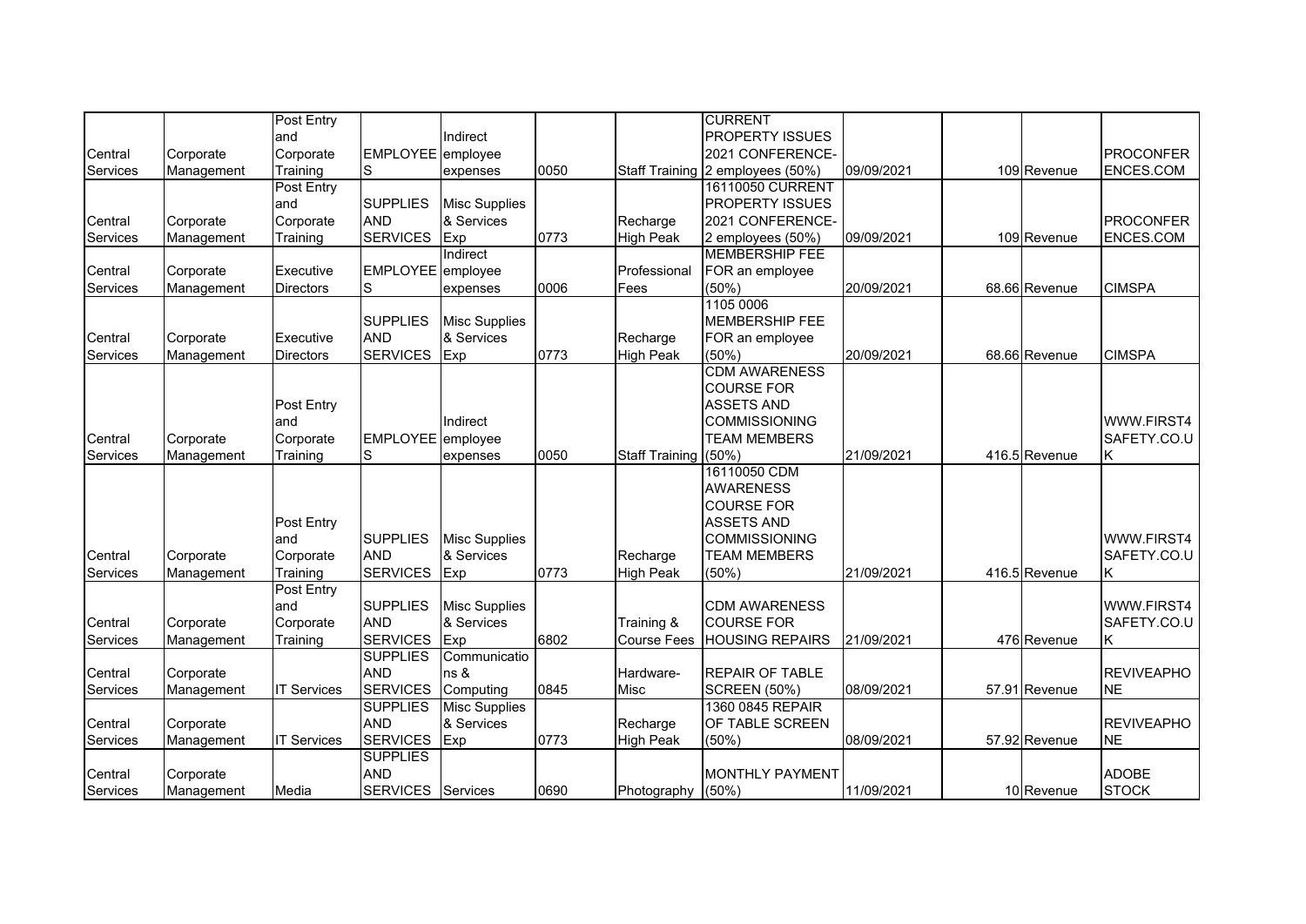| | | | | | | | | | | | |
|---|---|---|---|---|---|---|---|---|---|---|---|
| Central Services | Corporate Management | Post Entry and Corporate Training | EMPLOYEES | Indirect employee expenses | 0050 | Staff Training | CURRENT PROPERTY ISSUES 2021 CONFERENCE- 2 employees (50%) | 09/09/2021 | 109 | Revenue | PROCONFERENCES.COM |
| Central Services | Corporate Management | Post Entry and Corporate Training | SUPPLIES AND SERVICES | Misc Supplies & Services Exp | 0773 | Recharge High Peak | 16110050 CURRENT PROPERTY ISSUES 2021 CONFERENCE- 2 employees (50%) | 09/09/2021 | 109 | Revenue | PROCONFERENCES.COM |
| Central Services | Corporate Management | Executive Directors | EMPLOYEES | Indirect employee expenses | 0006 | Professional Fees | MEMBERSHIP FEE FOR an employee (50%) | 20/09/2021 | 68.66 | Revenue | CIMSPA |
| Central Services | Corporate Management | Executive Directors | SUPPLIES AND SERVICES | Misc Supplies & Services Exp | 0773 | Recharge High Peak | 1105 0006 MEMBERSHIP FEE FOR an employee (50%) | 20/09/2021 | 68.66 | Revenue | CIMSPA |
| Central Services | Corporate Management | Post Entry and Corporate Training | EMPLOYEES | Indirect employee expenses | 0050 | Staff Training | CDM AWARENESS COURSE FOR ASSETS AND COMMISSIONING TEAM MEMBERS (50%) | 21/09/2021 | 416.5 | Revenue | WWW.FIRST4SAFETY.CO.UK |
| Central Services | Corporate Management | Post Entry and Corporate Training | SUPPLIES AND SERVICES | Misc Supplies & Services Exp | 0773 | Recharge High Peak | 16110050 CDM AWARENESS COURSE FOR ASSETS AND COMMISSIONING TEAM MEMBERS (50%) | 21/09/2021 | 416.5 | Revenue | WWW.FIRST4SAFETY.CO.UK |
| Central Services | Corporate Management | Post Entry and Corporate Training | SUPPLIES AND SERVICES | Misc Supplies & Services Exp | 6802 | Training & Course Fees | CDM AWARENESS COURSE FOR HOUSING REPAIRS | 21/09/2021 | 476 | Revenue | WWW.FIRST4SAFETY.CO.UK |
| Central Services | Corporate Management | IT Services | SUPPLIES AND SERVICES | Communications & Computing | 0845 | Hardware-Misc | REPAIR OF TABLE SCREEN (50%) | 08/09/2021 | 57.91 | Revenue | REVIVEAPHONE |
| Central Services | Corporate Management | IT Services | SUPPLIES AND SERVICES | Misc Supplies & Services Exp | 0773 | Recharge High Peak | 1360 0845 REPAIR OF TABLE SCREEN (50%) | 08/09/2021 | 57.92 | Revenue | REVIVEAPHONE |
| Central Services | Corporate Management | Media | SUPPLIES AND SERVICES | Services | 0690 | Photography | MONTHLY PAYMENT (50%) | 11/09/2021 | 10 | Revenue | ADOBE STOCK |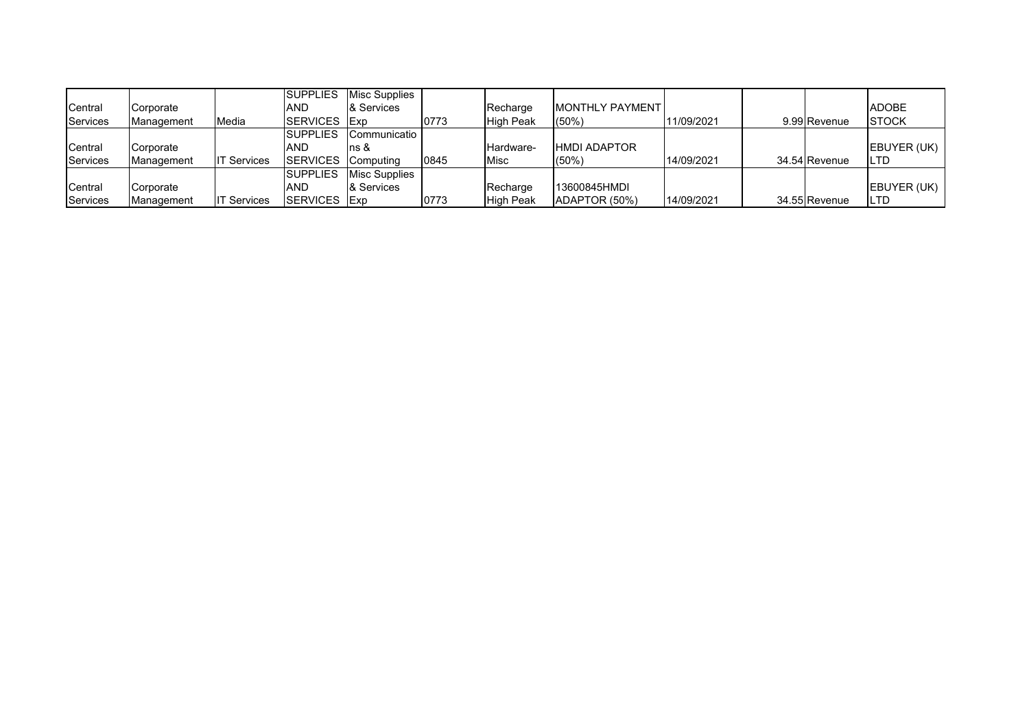| | | | | | | | | | | | | |
|---|---|---|---|---|---|---|---|---|---|---|---|---|
| Central Services | Corporate Management | Media | SUPPLIES AND SERVICES | Misc Supplies & Services Exp | 0773 | Recharge High Peak | MONTHLY PAYMENT (50%) | 11/09/2021 | | 9.99 | Revenue | ADOBE STOCK |
| Central Services | Corporate Management | IT Services | SUPPLIES AND SERVICES | Communications & Computing | 0845 | Hardware-Misc | HMDI ADAPTOR (50%) | 14/09/2021 | | 34.54 | Revenue | EBUYER (UK) LTD |
| Central Services | Corporate Management | IT Services | SUPPLIES AND SERVICES | Misc Supplies & Services Exp | 0773 | Recharge High Peak | 13600845HMDI ADAPTOR (50%) | 14/09/2021 | | 34.55 | Revenue | EBUYER (UK) LTD |